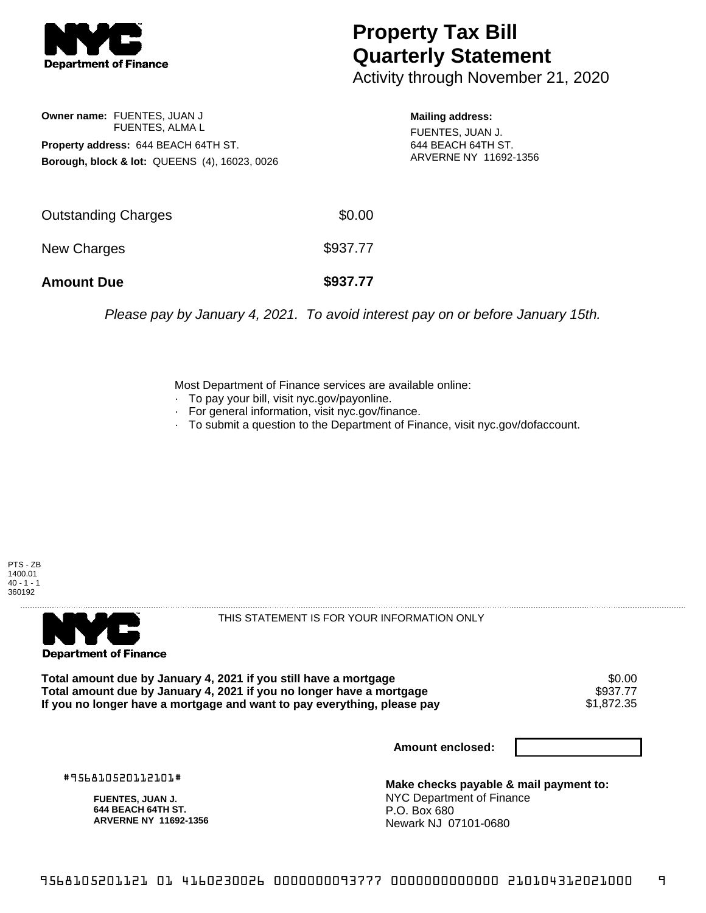# Property Tax Bill Quarterly Statement

Activity through November 21, 2020

**Owner name:** FUENTES, JUAN J
FUENTES, ALMA L

**Property address:** 644 BEACH 64TH ST.

**Borough, block & lot:** QUEENS (4), 16023, 0026

**Mailing address:**
FUENTES, JUAN J.
644 BEACH 64TH ST.
ARVERNE NY 11692-1356

| | |
|---|---|
| Outstanding Charges | $0.00 |
| New Charges | $937.77 |
| **Amount Due** | **$937.77** |

*Please pay by January 4, 2021. To avoid interest pay on or before January 15th.*

Most Department of Finance services are available online:
- To pay your bill, visit nyc.gov/payonline.
- For general information, visit nyc.gov/finance.
- To submit a question to the Department of Finance, visit nyc.gov/dofaccount.

PTS - ZB
1400.01
40 - 1 - 1
360192

THIS STATEMENT IS FOR YOUR INFORMATION ONLY

| | |
|---|---|
| **Total amount due by January 4, 2021 if you still have a mortgage** | $0.00 |
| **Total amount due by January 4, 2021 if you no longer have a mortgage** | $937.77 |
| **If you no longer have a mortgage and want to pay everything, please pay** | $1,872.35 |

**Amount enclosed:**

#956810520112101#

**FUENTES, JUAN J.**
**644 BEACH 64TH ST.**
**ARVERNE NY 11692-1356**

**Make checks payable & mail payment to:**
NYC Department of Finance
P.O. Box 680
Newark NJ 07101-0680

9568105201121 01 4160230026 0000000093777 0000000000000 210104312021000 9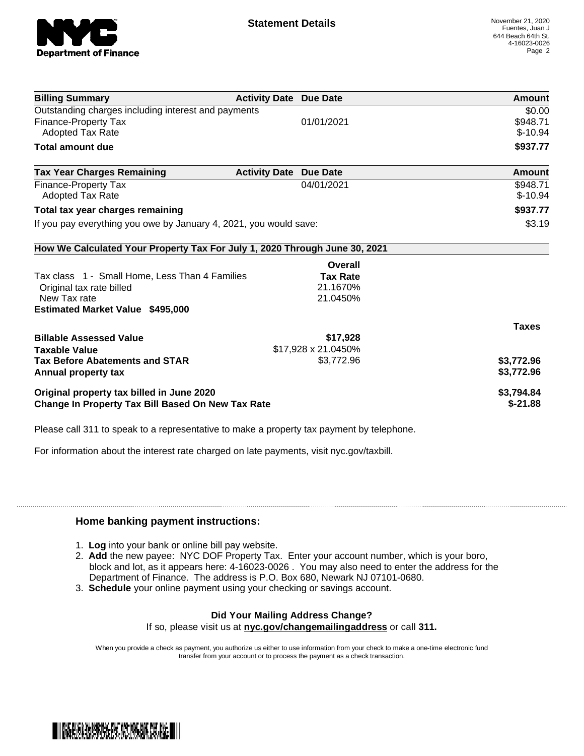**Statement Details**

November 21, 2020
Fuentes, Juan J
644 Beach 64th St.
4-16023-0026

| Billing Summary | Activity Date | Due Date | Amount |
|---|---|---|---|
| Outstanding charges including interest and payments | | | $0.00 |
| Finance-Property Tax | | 01/01/2021 | $948.71 |
| Adopted Tax Rate | | | $-10.94 |
| **Total amount due** | | | **$937.77** |

| Tax Year Charges Remaining | Activity Date | Due Date | Amount |
|---|---|---|---|
| Finance-Property Tax | | 04/01/2021 | $948.71 |
| Adopted Tax Rate | | | $-10.94 |
| **Total tax year charges remaining** | | | **$937.77** |
| If you pay everything you owe by January 4, 2021, you would save: | | | $3.19 |

**How We Calculated Your Property Tax For July 1, 2020 Through June 30, 2021**

| | Overall Tax Rate | Taxes |
|---|---|---|
| Tax class 1 - Small Home, Less Than 4 Families | | |
| Original tax rate billed | 21.1670% | |
| New Tax rate | 21.0450% | |
| **Estimated Market Value $495,000** | | |
| **Billable Assessed Value** | **$17,928** | |
| **Taxable Value** | $17,928 x 21.0450% | |
| **Tax Before Abatements and STAR** | $3,772.96 | **$3,772.96** |
| **Annual property tax** | | **$3,772.96** |
| **Original property tax billed in June 2020** | | **$3,794.84** |
| **Change In Property Tax Bill Based On New Tax Rate** | | **$-21.88** |

Please call 311 to speak to a representative to make a property tax payment by telephone.

For information about the interest rate charged on late payments, visit nyc.gov/taxbill.

## Home banking payment instructions:

1. **Log** into your bank or online bill pay website.
2. **Add** the new payee: NYC DOF Property Tax. Enter your account number, which is your boro, block and lot, as it appears here: 4-16023-0026 . You may also need to enter the address for the Department of Finance. The address is P.O. Box 680, Newark NJ 07101-0680.
3. **Schedule** your online payment using your checking or savings account.

**Did Your Mailing Address Change?**
If so, please visit us at **nyc.gov/changemailingaddress** or call **311.**

When you provide a check as payment, you authorize us either to use information from your check to make a one-time electronic fund transfer from your account or to process the payment as a check transaction.